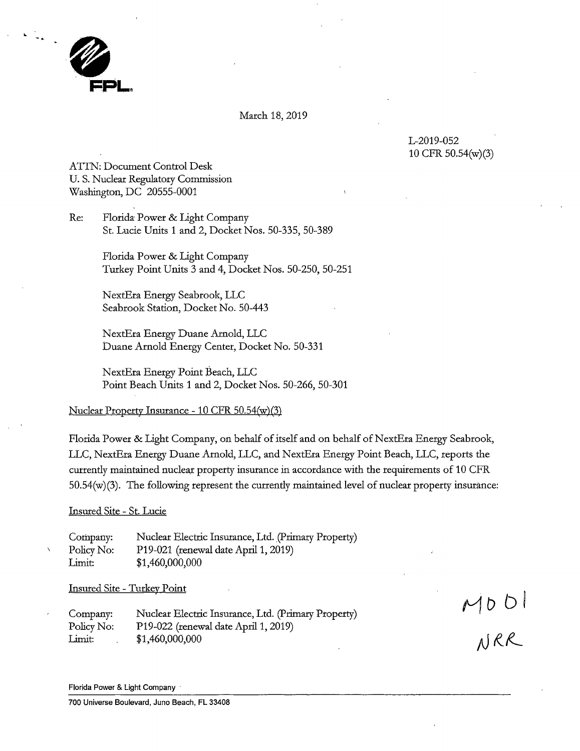FPL

March 18, 2019

L-2019-052
10 CFR 50.54(w)(3)

ATTN: Document Control Desk
U. S. Nuclear Regulatory Commission
Washington, DC 20555-0001

Re: Florida Power & Light Company
St. Lucie Units 1 and 2, Docket Nos. 50-335, 50-389

Florida Power & Light Company
Turkey Point Units 3 and 4, Docket Nos. 50-250, 50-251

NextEra Energy Seabrook, LLC
Seabrook Station, Docket No. 50-443

NextEra Energy Duane Arnold, LLC
Duane Arnold Energy Center, Docket No. 50-331

NextEra Energy Point Beach, LLC
Point Beach Units 1 and 2, Docket Nos. 50-266, 50-301

Nuclear Property Insurance - 10 CFR 50.54(w)(3)

Florida Power & Light Company, on behalf of itself and on behalf of NextEra Energy Seabrook, LLC, NextEra Energy Duane Arnold, LLC, and NextEra Energy Point Beach, LLC, reports the currently maintained nuclear property insurance in accordance with the requirements of 10 CFR 50.54(w)(3). The following represent the currently maintained level of nuclear property insurance:

Insured Site - St. Lucie

| | |
|---|---|
| Company: | Nuclear Electric Insurance, Ltd. (Primary Property) |
| Policy No: | P19-021 (renewal date April 1, 2019) |
| Limit: | $1,460,000,000 |

Insured Site - Turkey Point

| | |
|---|---|
| Company: | Nuclear Electric Insurance, Ltd. (Primary Property) |
| Policy No: | P19-022 (renewal date April 1, 2019) |
| Limit: | $1,460,000,000 |

M001
NRR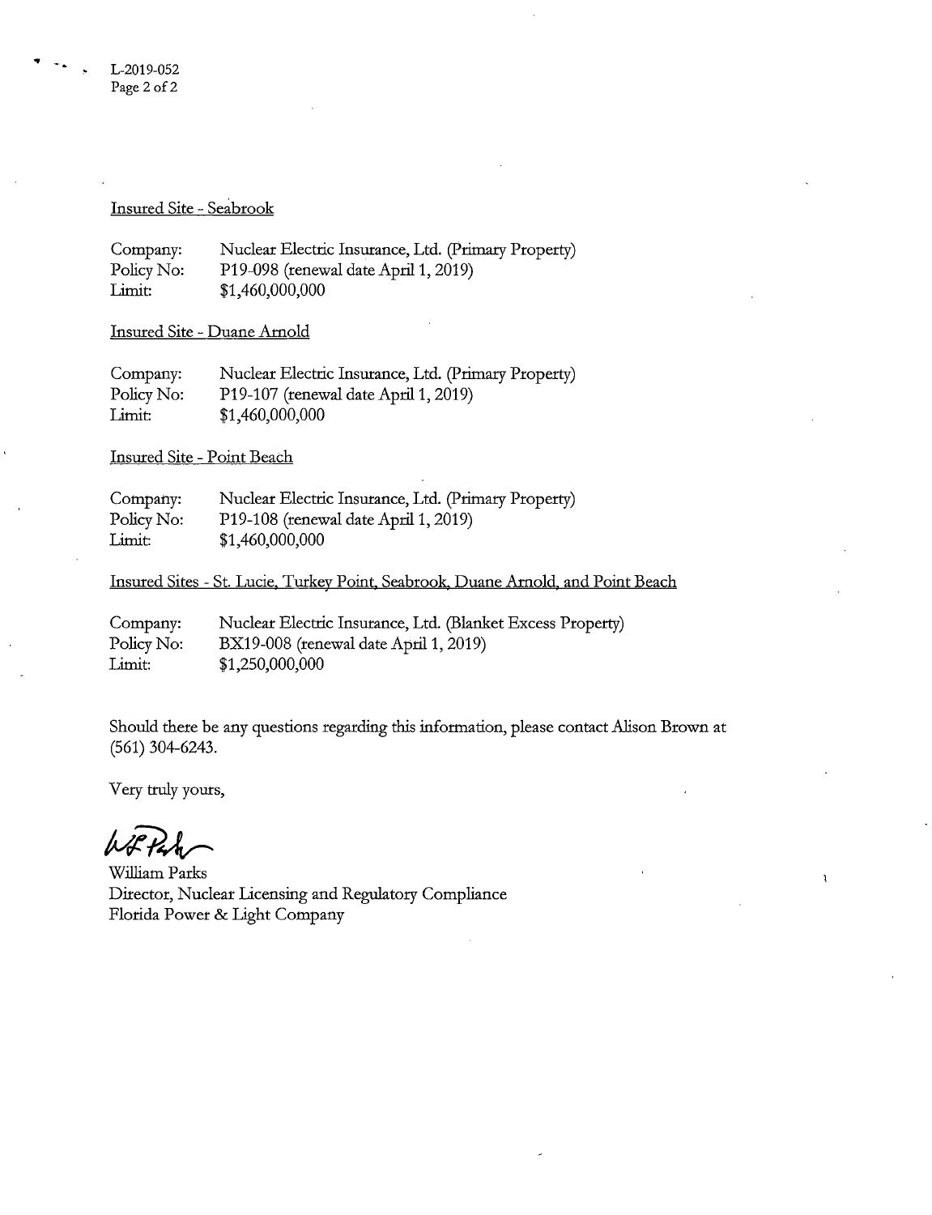Insured Site - Seabrook

| | |
|---|---|
| Company: | Nuclear Electric Insurance, Ltd. (Primary Property) |
| Policy No: | P19-098 (renewal date April 1, 2019) |
| Limit: | $1,460,000,000 |

Insured Site - Duane Arnold

| | |
|---|---|
| Company: | Nuclear Electric Insurance, Ltd. (Primary Property) |
| Policy No: | P19-107 (renewal date April 1, 2019) |
| Limit: | $1,460,000,000 |

Insured Site - Point Beach

| | |
|---|---|
| Company: | Nuclear Electric Insurance, Ltd. (Primary Property) |
| Policy No: | P19-108 (renewal date April 1, 2019) |
| Limit: | $1,460,000,000 |

Insured Sites - St. Lucie, Turkey Point, Seabrook, Duane Arnold, and Point Beach

| | |
|---|---|
| Company: | Nuclear Electric Insurance, Ltd. (Blanket Excess Property) |
| Policy No: | BX19-008 (renewal date April 1, 2019) |
| Limit: | $1,250,000,000 |

Should there be any questions regarding this information, please contact Alison Brown at (561) 304-6243.

Very truly yours,

William Parks
Director, Nuclear Licensing and Regulatory Compliance
Florida Power & Light Company